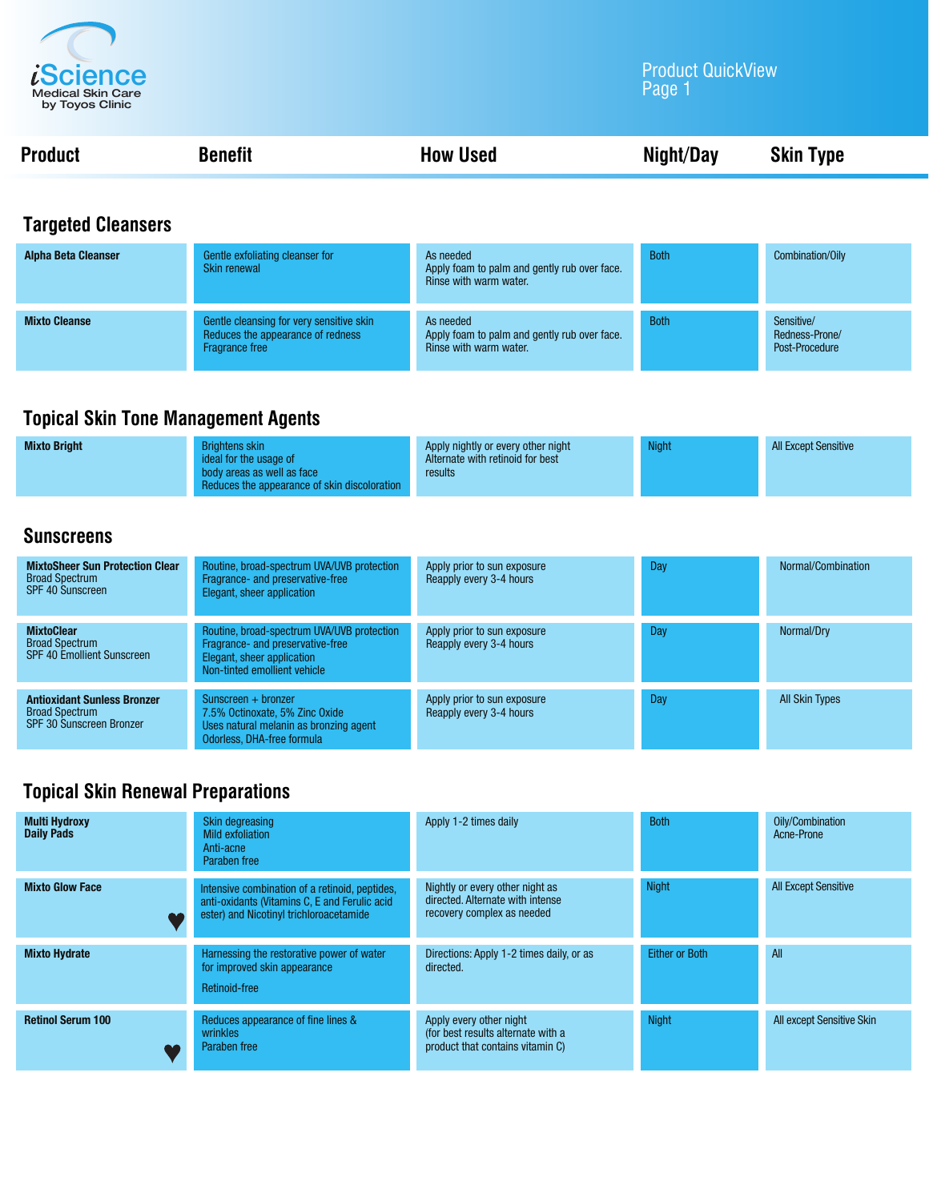iScience
Medical Skin Care
by Toyos Clinic

Product QuickView
Page 1

| Product | Benefit | How Used | Night/Day | Skin Type |
|---|---|---|---|---|
| **Targeted Cleansers** | | | | |
| **Alpha Beta Cleanser** | Gentle exfoliating cleanser for Skin renewal | As needed<br>Apply foam to palm and gently rub over face. Rinse with warm water. | Both | Combination/Oily |
| **Mixto Cleanse** | Gentle cleansing for very sensitive skin<br>Reduces the appearance of redness<br>Fragrance free | As needed<br>Apply foam to palm and gently rub over face. Rinse with warm water. | Both | Sensitive/<br>Redness-Prone/<br>Post-Procedure |
| **Topical Skin Tone Management Agents** | | | | |
| **Mixto Bright** | Brightens skin<br>ideal for the usage of body areas as well as face<br>Reduces the appearance of skin discoloration | Apply nightly or every other night<br>Alternate with retinoid for best results | Night | All Except Sensitive |
| **Sunscreens** | | | | |
| **MixtoSheer Sun Protection Clear**<br>Broad Spectrum<br>SPF 40 Sunscreen | Routine, broad-spectrum UVA/UVB protection<br>Fragrance- and preservative-free<br>Elegant, sheer application | Apply prior to sun exposure<br>Reapply every 3-4 hours | Day | Normal/Combination |
| **MixtoClear**<br>Broad Spectrum<br>SPF 40 Emollient Sunscreen | Routine, broad-spectrum UVA/UVB protection<br>Fragrance- and preservative-free<br>Elegant, sheer application<br>Non-tinted emollient vehicle | Apply prior to sun exposure<br>Reapply every 3-4 hours | Day | Normal/Dry |
| **Antioxidant Sunless Bronzer**<br>Broad Spectrum<br>SPF 30 Sunscreen Bronzer | Sunscreen + bronzer<br>7.5% Octinoxate, 5% Zinc Oxide<br>Uses natural melanin as bronzing agent<br>Odorless, DHA-free formula | Apply prior to sun exposure<br>Reapply every 3-4 hours | Day | All Skin Types |
| **Topical Skin Renewal Preparations** | | | | |
| **Multi Hydroxy Daily Pads** | Skin degreasing<br>Mild exfoliation<br>Anti-acne<br>Paraben free | Apply 1-2 times daily | Both | Oily/Combination<br>Acne-Prone |
| **Mixto Glow Face** ♥ | Intensive combination of a retinoid, peptides, anti-oxidants (Vitamins C, E and Ferulic acid ester) and Nicotinyl trichloroacetamide | Nightly or every other night as directed. Alternate with intense recovery complex as needed | Night | All Except Sensitive |
| **Mixto Hydrate** | Harnessing the restorative power of water for improved skin appearance<br><br>Retinoid-free | Directions: Apply 1-2 times daily, or as directed. | Either or Both | All |
| **Retinol Serum 100** ♥ | Reduces appearance of fine lines & wrinkles<br>Paraben free | Apply every other night<br>(for best results alternate with a product that contains vitamin C) | Night | All except Sensitive Skin |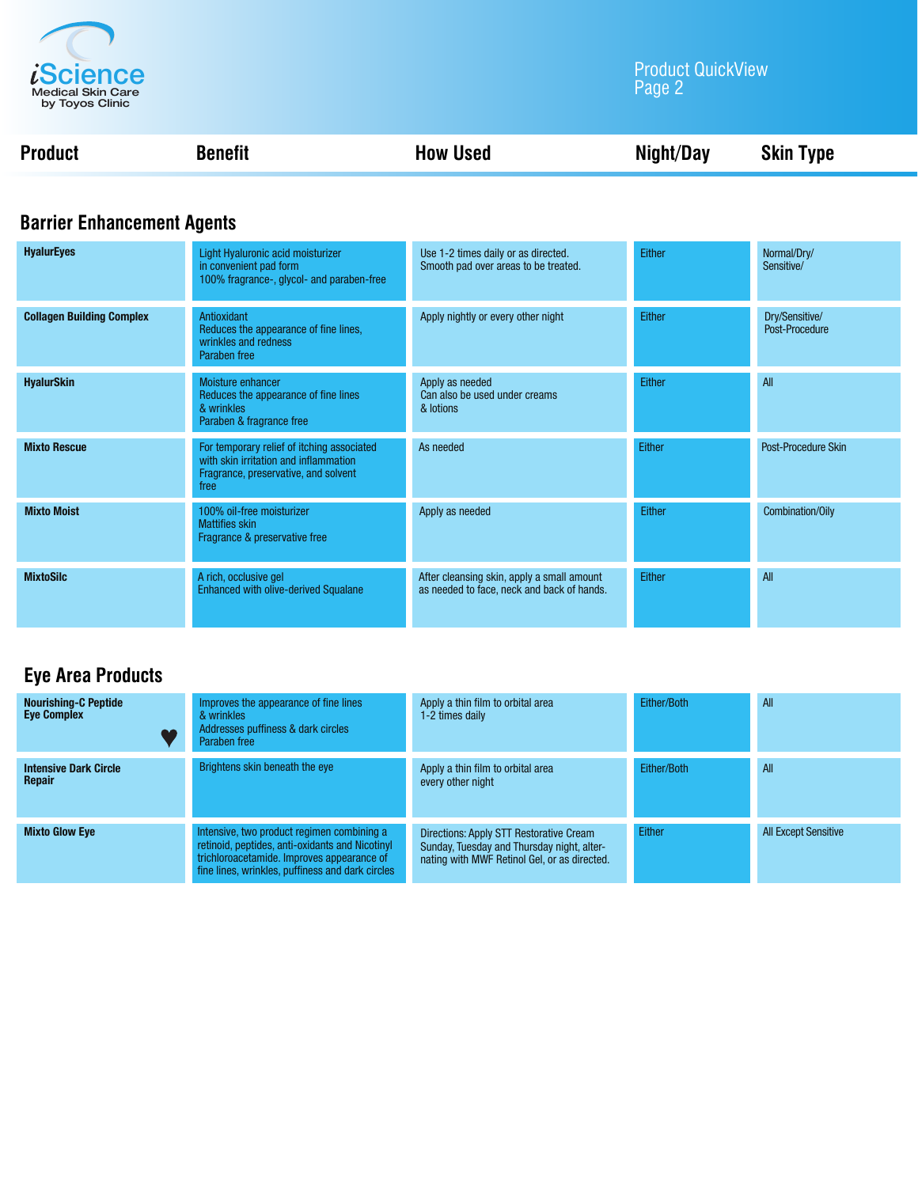iScience
Medical Skin Care
by Toyos Clinic

Product QuickView
Page 2

| Product | Benefit | How Used | Night/Day | Skin Type |
|---|---|---|---|---|

## Barrier Enhancement Agents

| Product | Benefit | How Used | Night/Day | Skin Type |
|---|---|---|---|---|
| **HyalurEyes** | Light Hyaluronic acid moisturizer in convenient pad form<br>100% fragrance-, glycol- and paraben-free | Use 1-2 times daily or as directed.<br>Smooth pad over areas to be treated. | Either | Normal/Dry/ Sensitive/ |
| **Collagen Building Complex** | Antioxidant<br>Reduces the appearance of fine lines, wrinkles and redness<br>Paraben free | Apply nightly or every other night | Either | Dry/Sensitive/ Post-Procedure |
| **HyalurSkin** | Moisture enhancer<br>Reduces the appearance of fine lines & wrinkles<br>Paraben & fragrance free | Apply as needed<br>Can also be used under creams & lotions | Either | All |
| **Mixto Rescue** | For temporary relief of itching associated with skin irritation and inflammation<br>Fragrance, preservative, and solvent free | As needed | Either | Post-Procedure Skin |
| **Mixto Moist** | 100% oil-free moisturizer<br>Mattifies skin<br>Fragrance & preservative free | Apply as needed | Either | Combination/Oily |
| **MixtoSilc** | A rich, occlusive gel<br>Enhanced with olive-derived Squalane | After cleansing skin, apply a small amount as needed to face, neck and back of hands. | Either | All |

## Eye Area Products

| Product | Benefit | How Used | Night/Day | Skin Type |
|---|---|---|---|---|
| **Nourishing-C Peptide Eye Complex** ♥ | Improves the appearance of fine lines & wrinkles<br>Addresses puffiness & dark circles<br>Paraben free | Apply a thin film to orbital area 1-2 times daily | Either/Both | All |
| **Intensive Dark Circle Repair** | Brightens skin beneath the eye | Apply a thin film to orbital area every other night | Either/Both | All |
| **Mixto Glow Eye** | Intensive, two product regimen combining a retinoid, peptides, anti-oxidants and Nicotinyl trichloroacetamide. Improves appearance of fine lines, wrinkles, puffiness and dark circles | Directions: Apply STT Restorative Cream Sunday, Tuesday and Thursday night, alternating with MWF Retinol Gel, or as directed. | Either | All Except Sensitive |